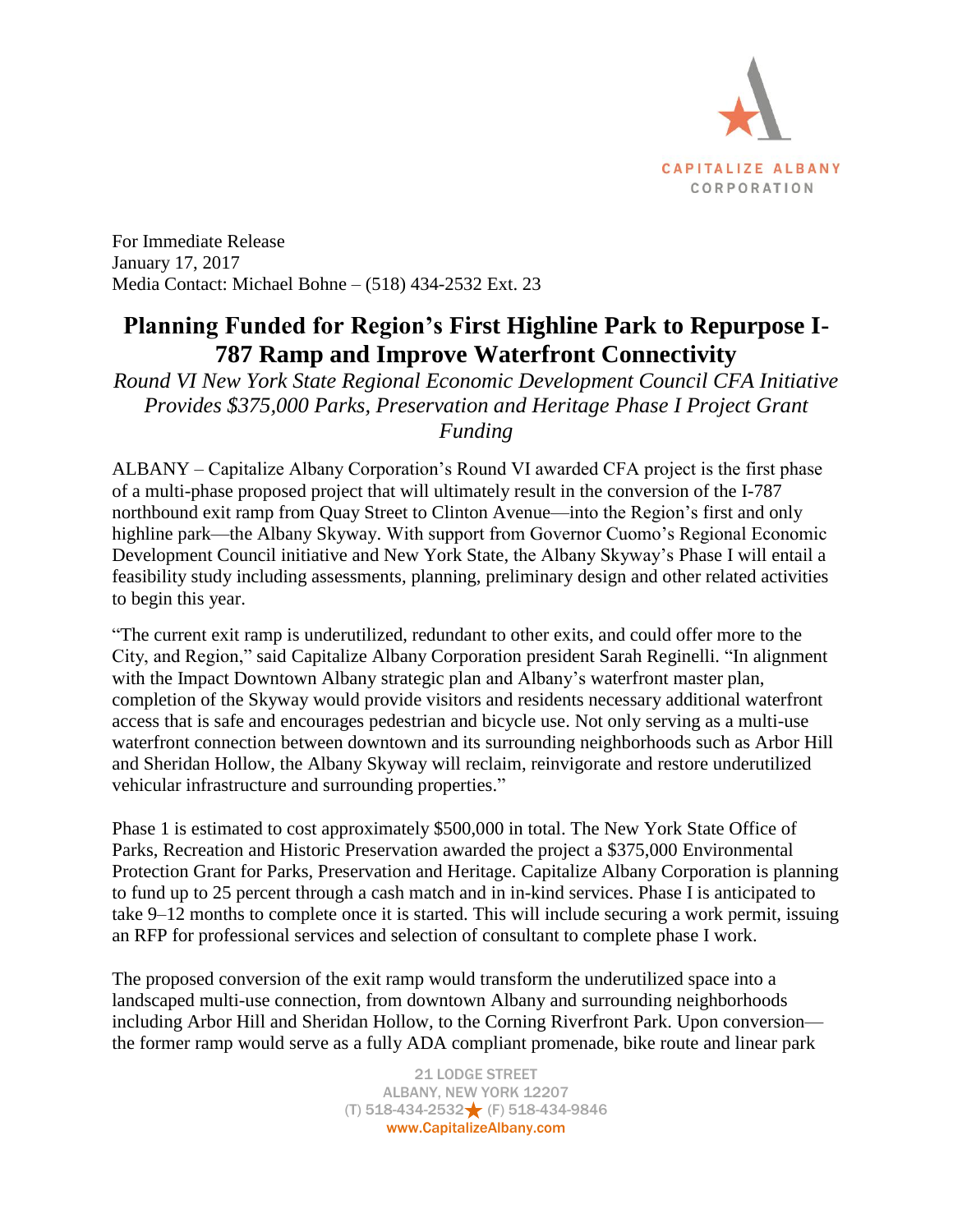CAPITALIZE ALBANY CORPORATION

For Immediate Release
January 17, 2017
Media Contact: Michael Bohne – (518) 434-2532 Ext. 23

# Planning Funded for Region's First Highline Park to Repurpose I-787 Ramp and Improve Waterfront Connectivity

*Round VI New York State Regional Economic Development Council CFA Initiative Provides $375,000 Parks, Preservation and Heritage Phase I Project Grant Funding*

ALBANY – Capitalize Albany Corporation's Round VI awarded CFA project is the first phase of a multi-phase proposed project that will ultimately result in the conversion of the I-787 northbound exit ramp from Quay Street to Clinton Avenue—into the Region's first and only highline park—the Albany Skyway. With support from Governor Cuomo's Regional Economic Development Council initiative and New York State, the Albany Skyway's Phase I will entail a feasibility study including assessments, planning, preliminary design and other related activities to begin this year.

"The current exit ramp is underutilized, redundant to other exits, and could offer more to the City, and Region," said Capitalize Albany Corporation president Sarah Reginelli. "In alignment with the Impact Downtown Albany strategic plan and Albany's waterfront master plan, completion of the Skyway would provide visitors and residents necessary additional waterfront access that is safe and encourages pedestrian and bicycle use. Not only serving as a multi-use waterfront connection between downtown and its surrounding neighborhoods such as Arbor Hill and Sheridan Hollow, the Albany Skyway will reclaim, reinvigorate and restore underutilized vehicular infrastructure and surrounding properties."

Phase 1 is estimated to cost approximately $500,000 in total. The New York State Office of Parks, Recreation and Historic Preservation awarded the project a $375,000 Environmental Protection Grant for Parks, Preservation and Heritage. Capitalize Albany Corporation is planning to fund up to 25 percent through a cash match and in in-kind services. Phase I is anticipated to take 9–12 months to complete once it is started. This will include securing a work permit, issuing an RFP for professional services and selection of consultant to complete phase I work.

The proposed conversion of the exit ramp would transform the underutilized space into a landscaped multi-use connection, from downtown Albany and surrounding neighborhoods including Arbor Hill and Sheridan Hollow, to the Corning Riverfront Park. Upon conversion—the former ramp would serve as a fully ADA compliant promenade, bike route and linear park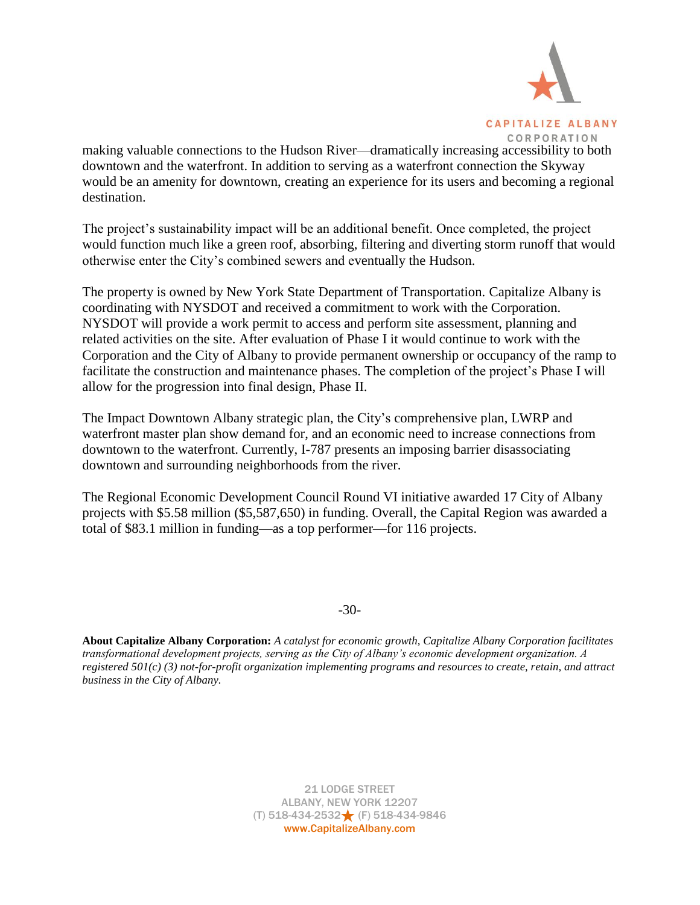making valuable connections to the Hudson River—dramatically increasing accessibility to both downtown and the waterfront. In addition to serving as a waterfront connection the Skyway would be an amenity for downtown, creating an experience for its users and becoming a regional destination.

The project's sustainability impact will be an additional benefit. Once completed, the project would function much like a green roof, absorbing, filtering and diverting storm runoff that would otherwise enter the City's combined sewers and eventually the Hudson.

The property is owned by New York State Department of Transportation. Capitalize Albany is coordinating with NYSDOT and received a commitment to work with the Corporation. NYSDOT will provide a work permit to access and perform site assessment, planning and related activities on the site. After evaluation of Phase I it would continue to work with the Corporation and the City of Albany to provide permanent ownership or occupancy of the ramp to facilitate the construction and maintenance phases. The completion of the project's Phase I will allow for the progression into final design, Phase II.

The Impact Downtown Albany strategic plan, the City's comprehensive plan, LWRP and waterfront master plan show demand for, and an economic need to increase connections from downtown to the waterfront. Currently, I-787 presents an imposing barrier disassociating downtown and surrounding neighborhoods from the river.

The Regional Economic Development Council Round VI initiative awarded 17 City of Albany projects with $5.58 million ($5,587,650) in funding. Overall, the Capital Region was awarded a total of $83.1 million in funding—as a top performer—for 116 projects.

-30-

**About Capitalize Albany Corporation:** *A catalyst for economic growth, Capitalize Albany Corporation facilitates transformational development projects, serving as the City of Albany's economic development organization. A registered 501(c) (3) not-for-profit organization implementing programs and resources to create, retain, and attract business in the City of Albany.*